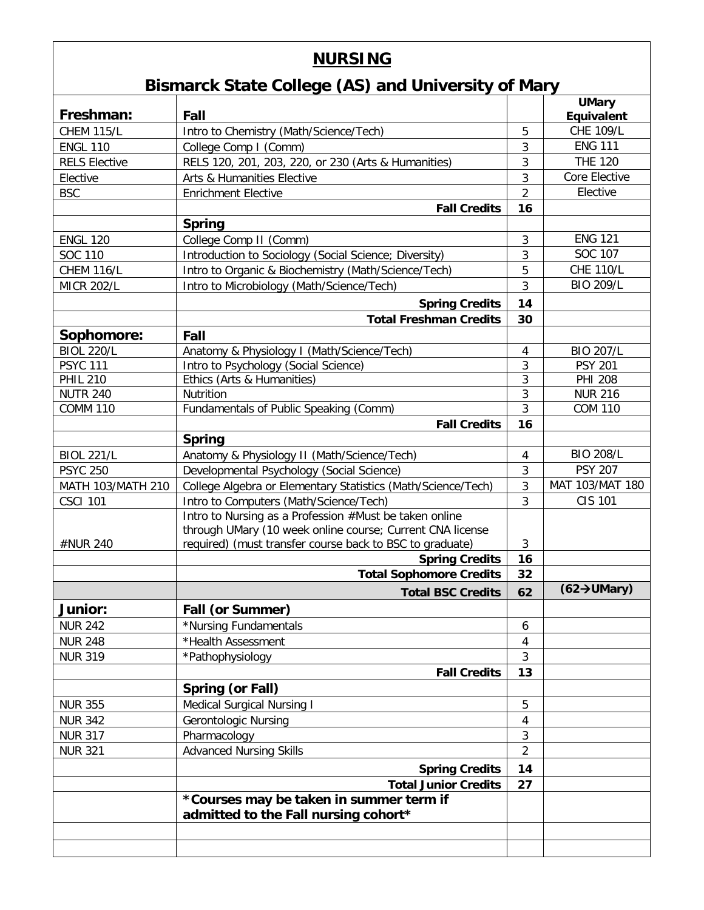# NURSING

## Bismarck State College (AS) and University of Mary

| Freshman: | Fall | | UMary Equivalent |
|---|---|---|---|
| CHEM 115/L | Intro to Chemistry (Math/Science/Tech) | 5 | CHE 109/L |
| ENGL 110 | College Comp I (Comm) | 3 | ENG 111 |
| RELS Elective | RELS 120, 201, 203, 220, or 230 (Arts & Humanities) | 3 | THE 120 |
| Elective | Arts & Humanities Elective | 3 | Core Elective |
| BSC | Enrichment Elective | 2 | Elective |
| | **Fall Credits** | **16** | |
| | **Spring** | | |
| ENGL 120 | College Comp II (Comm) | 3 | ENG 121 |
| SOC 110 | Introduction to Sociology (Social Science; Diversity) | 3 | SOC 107 |
| CHEM 116/L | Intro to Organic & Biochemistry (Math/Science/Tech) | 5 | CHE 110/L |
| MICR 202/L | Intro to Microbiology (Math/Science/Tech) | 3 | BIO 209/L |
| | **Spring Credits** | **14** | |
| | **Total Freshman Credits** | **30** | |
| **Sophomore:** | **Fall** | | |
| BIOL 220/L | Anatomy & Physiology I (Math/Science/Tech) | 4 | BIO 207/L |
| PSYC 111 | Intro to Psychology (Social Science) | 3 | PSY 201 |
| PHIL 210 | Ethics (Arts & Humanities) | 3 | PHI 208 |
| NUTR 240 | Nutrition | 3 | NUR 216 |
| COMM 110 | Fundamentals of Public Speaking (Comm) | 3 | COM 110 |
| | **Fall Credits** | **16** | |
| | **Spring** | | |
| BIOL 221/L | Anatomy & Physiology II (Math/Science/Tech) | 4 | BIO 208/L |
| PSYC 250 | Developmental Psychology (Social Science) | 3 | PSY 207 |
| MATH 103/MATH 210 | College Algebra or Elementary Statistics (Math/Science/Tech) | 3 | MAT 103/MAT 180 |
| CSCI 101 | Intro to Computers (Math/Science/Tech) | 3 | CIS 101 |
| #NUR 240 | Intro to Nursing as a Profession #Must be taken online through UMary (10 week online course; Current CNA license required) (must transfer course back to BSC to graduate) | 3 | |
| | **Spring Credits** | **16** | |
| | **Total Sophomore Credits** | **32** | |
| | **Total BSC Credits** | **62** | **(62→UMary)** |
| **Junior:** | **Fall (or Summer)** | | |
| NUR 242 | *Nursing Fundamentals | 6 | |
| NUR 248 | *Health Assessment | 4 | |
| NUR 319 | *Pathophysiology | 3 | |
| | **Fall Credits** | **13** | |
| | **Spring (or Fall)** | | |
| NUR 355 | Medical Surgical Nursing I | 5 | |
| NUR 342 | Gerontologic Nursing | 4 | |
| NUR 317 | Pharmacology | 3 | |
| NUR 321 | Advanced Nursing Skills | 2 | |
| | **Spring Credits** | **14** | |
| | **Total Junior Credits** | **27** | |
| | **\*Courses may be taken in summer term if admitted to the Fall nursing cohort\*** | | |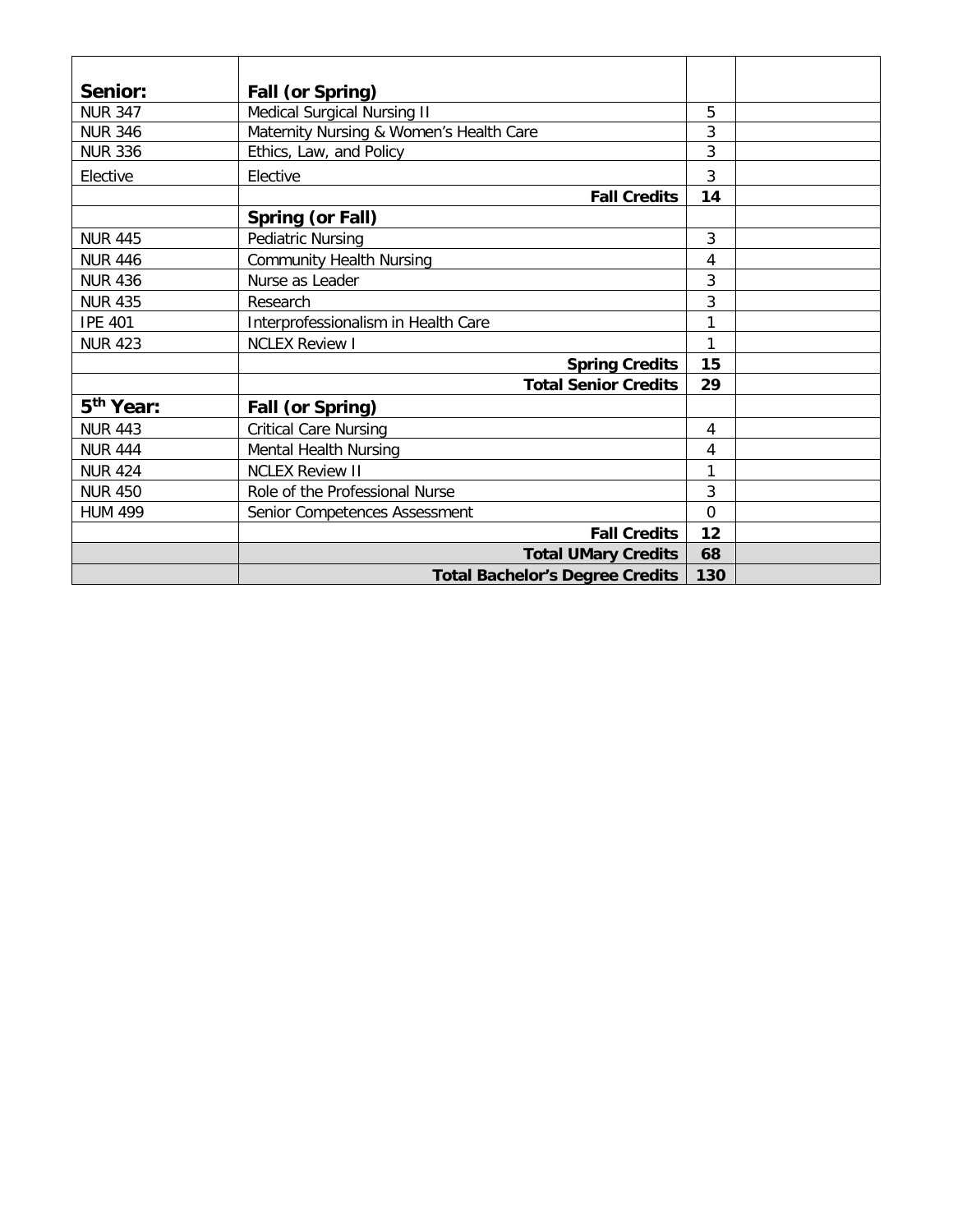| | | | |
|---|---|---|---|
| **Senior:** | **Fall (or Spring)** | | |
| NUR 347 | Medical Surgical Nursing II | 5 | |
| NUR 346 | Maternity Nursing & Women's Health Care | 3 | |
| NUR 336 | Ethics, Law, and Policy | 3 | |
| Elective | Elective | 3 | |
| | **Fall Credits** | **14** | |
| | **Spring (or Fall)** | | |
| NUR 445 | Pediatric Nursing | 3 | |
| NUR 446 | Community Health Nursing | 4 | |
| NUR 436 | Nurse as Leader | 3 | |
| NUR 435 | Research | 3 | |
| IPE 401 | Interprofessionalism in Health Care | 1 | |
| NUR 423 | NCLEX Review I | 1 | |
| | **Spring Credits** | **15** | |
| | **Total Senior Credits** | **29** | |
| **5th Year:** | **Fall (or Spring)** | | |
| NUR 443 | Critical Care Nursing | 4 | |
| NUR 444 | Mental Health Nursing | 4 | |
| NUR 424 | NCLEX Review II | 1 | |
| NUR 450 | Role of the Professional Nurse | 3 | |
| HUM 499 | Senior Competences Assessment | 0 | |
| | **Fall Credits** | **12** | |
| | **Total UMary Credits** | **68** | |
| | **Total Bachelor's Degree Credits** | **130** | |